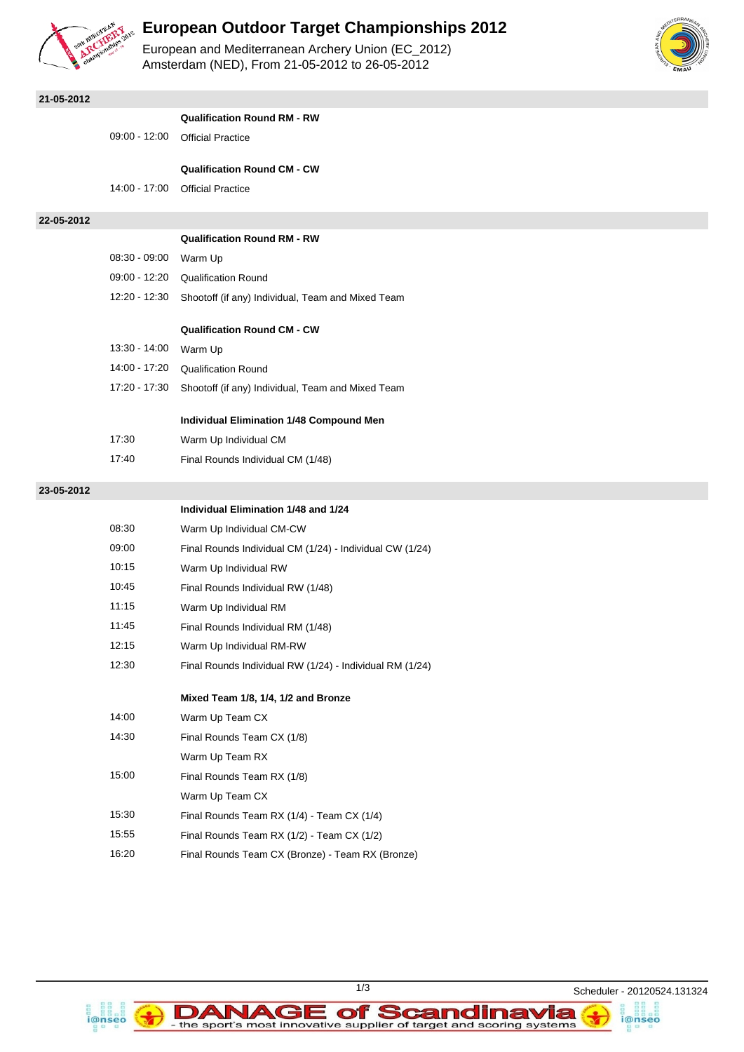# European Outdoor Target Championships 2012

European and Mediterranean Archery Union (EC_2012)
Amsterdam (NED), From 21-05-2012 to 26-05-2012

## 21-05-2012

**Qualification Round RM - RW**

| | |
|---|---|
| 09:00 - 12:00 | Official Practice |

**Qualification Round CM - CW**

| | |
|---|---|
| 14:00 - 17:00 | Official Practice |

## 22-05-2012

**Qualification Round RM - RW**

| | |
|---|---|
| 08:30 - 09:00 | Warm Up |
| 09:00 - 12:20 | Qualification Round |
| 12:20 - 12:30 | Shootoff (if any) Individual, Team and Mixed Team |

**Qualification Round CM - CW**

| | |
|---|---|
| 13:30 - 14:00 | Warm Up |
| 14:00 - 17:20 | Qualification Round |
| 17:20 - 17:30 | Shootoff (if any) Individual, Team and Mixed Team |

**Individual Elimination 1/48 Compound Men**

| | |
|---|---|
| 17:30 | Warm Up Individual CM |
| 17:40 | Final Rounds Individual CM (1/48) |

## 23-05-2012

**Individual Elimination 1/48 and 1/24**

| | |
|---|---|
| 08:30 | Warm Up Individual CM-CW |
| 09:00 | Final Rounds Individual CM (1/24) - Individual CW (1/24) |
| 10:15 | Warm Up Individual RW |
| 10:45 | Final Rounds Individual RW (1/48) |
| 11:15 | Warm Up Individual RM |
| 11:45 | Final Rounds Individual RM (1/48) |
| 12:15 | Warm Up Individual RM-RW |
| 12:30 | Final Rounds Individual RW (1/24) - Individual RM (1/24) |

**Mixed Team 1/8, 1/4, 1/2 and Bronze**

| | |
|---|---|
| 14:00 | Warm Up Team CX |
| 14:30 | Final Rounds Team CX (1/8) |
| | Warm Up Team RX |
| 15:00 | Final Rounds Team RX (1/8) |
| | Warm Up Team CX |
| 15:30 | Final Rounds Team RX (1/4) - Team CX (1/4) |
| 15:55 | Final Rounds Team RX (1/2) - Team CX (1/2) |
| 16:20 | Final Rounds Team CX (Bronze) - Team RX (Bronze) |

Scheduler - 20120524.131324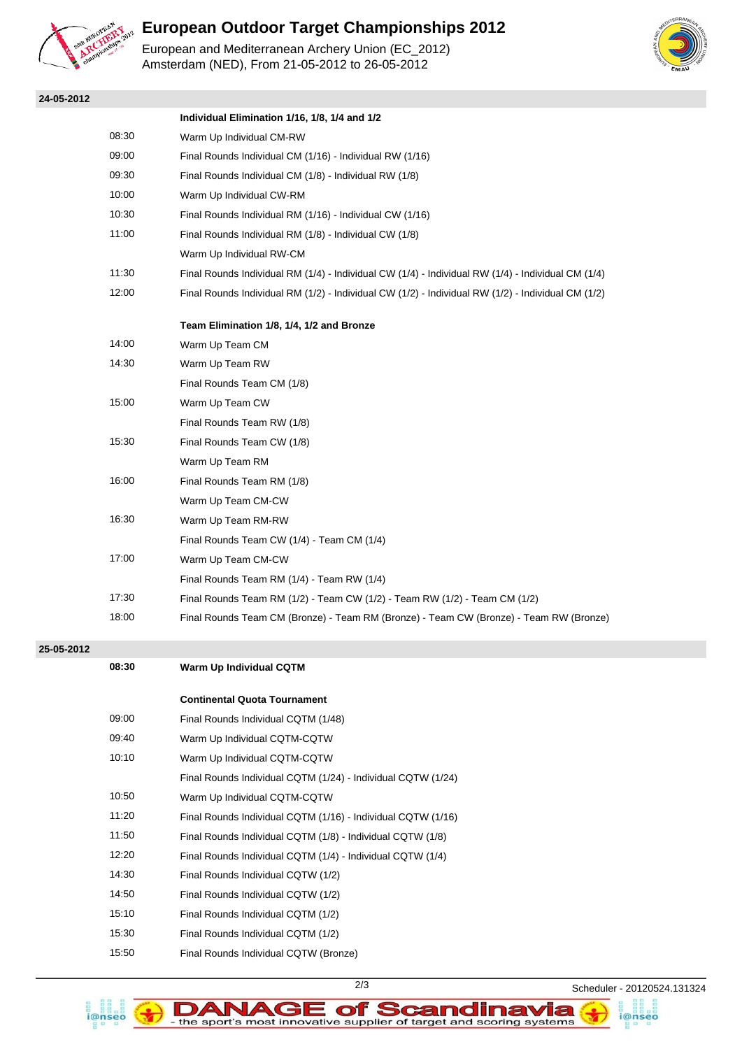# European Outdoor Target Championships 2012

European and Mediterranean Archery Union (EC_2012)
Amsterdam (NED), From 21-05-2012 to 26-05-2012

## 24-05-2012

| Time | Event |
|---|---|
| | **Individual Elimination 1/16, 1/8, 1/4 and 1/2** |
| 08:30 | Warm Up Individual CM-RW |
| 09:00 | Final Rounds Individual CM (1/16) - Individual RW (1/16) |
| 09:30 | Final Rounds Individual CM (1/8) - Individual RW (1/8) |
| 10:00 | Warm Up Individual CW-RM |
| 10:30 | Final Rounds Individual RM (1/16) - Individual CW (1/16) |
| 11:00 | Final Rounds Individual RM (1/8) - Individual CW (1/8) |
| | Warm Up Individual RW-CM |
| 11:30 | Final Rounds Individual RM (1/4) - Individual CW (1/4) - Individual RW (1/4) - Individual CM (1/4) |
| 12:00 | Final Rounds Individual RM (1/2) - Individual CW (1/2) - Individual RW (1/2) - Individual CM (1/2) |
| | **Team Elimination 1/8, 1/4, 1/2 and Bronze** |
| 14:00 | Warm Up Team CM |
| 14:30 | Warm Up Team RW |
| | Final Rounds Team CM (1/8) |
| 15:00 | Warm Up Team CW |
| | Final Rounds Team RW (1/8) |
| 15:30 | Final Rounds Team CW (1/8) |
| | Warm Up Team RM |
| 16:00 | Final Rounds Team RM (1/8) |
| | Warm Up Team CM-CW |
| 16:30 | Warm Up Team RM-RW |
| | Final Rounds Team CW (1/4) - Team CM (1/4) |
| 17:00 | Warm Up Team CM-CW |
| | Final Rounds Team RM (1/4) - Team RW (1/4) |
| 17:30 | Final Rounds Team RM (1/2) - Team CW (1/2) - Team RW (1/2) - Team CM (1/2) |
| 18:00 | Final Rounds Team CM (Bronze) - Team RM (Bronze) - Team CW (Bronze) - Team RW (Bronze) |

## 25-05-2012

| Time | Event |
|---|---|
| **08:30** | **Warm Up Individual CQTM** |
| | **Continental Quota Tournament** |
| 09:00 | Final Rounds Individual CQTM (1/48) |
| 09:40 | Warm Up Individual CQTM-CQTW |
| 10:10 | Warm Up Individual CQTM-CQTW |
| | Final Rounds Individual CQTM (1/24) - Individual CQTW (1/24) |
| 10:50 | Warm Up Individual CQTM-CQTW |
| 11:20 | Final Rounds Individual CQTM (1/16) - Individual CQTW (1/16) |
| 11:50 | Final Rounds Individual CQTM (1/8) - Individual CQTW (1/8) |
| 12:20 | Final Rounds Individual CQTM (1/4) - Individual CQTW (1/4) |
| 14:30 | Final Rounds Individual CQTW (1/2) |
| 14:50 | Final Rounds Individual CQTW (1/2) |
| 15:10 | Final Rounds Individual CQTM (1/2) |
| 15:30 | Final Rounds Individual CQTM (1/2) |
| 15:50 | Final Rounds Individual CQTW (Bronze) |

Scheduler - 20120524.131324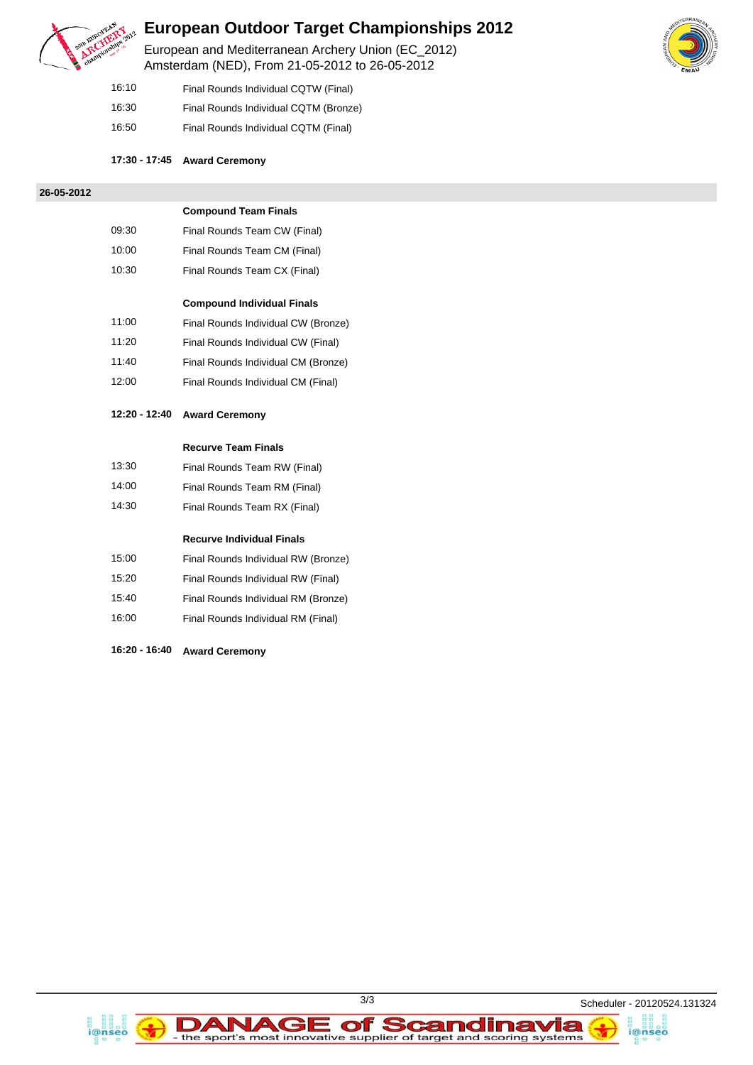| | |
|---|---|
| 16:10 | Final Rounds Individual CQTW (Final) |
| 16:30 | Final Rounds Individual CQTM (Bronze) |
| 16:50 | Final Rounds Individual CQTM (Final) |
| **17:30 - 17:45** | **Award Ceremony** |

**26-05-2012**

| | |
|---|---|
| | **Compound Team Finals** |
| 09:30 | Final Rounds Team CW (Final) |
| 10:00 | Final Rounds Team CM (Final) |
| 10:30 | Final Rounds Team CX (Final) |
| | **Compound Individual Finals** |
| 11:00 | Final Rounds Individual CW (Bronze) |
| 11:20 | Final Rounds Individual CW (Final) |
| 11:40 | Final Rounds Individual CM (Bronze) |
| 12:00 | Final Rounds Individual CM (Final) |
| **12:20 - 12:40** | **Award Ceremony** |
| | **Recurve Team Finals** |
| 13:30 | Final Rounds Team RW (Final) |
| 14:00 | Final Rounds Team RM (Final) |
| 14:30 | Final Rounds Team RX (Final) |
| | **Recurve Individual Finals** |
| 15:00 | Final Rounds Individual RW (Bronze) |
| 15:20 | Final Rounds Individual RW (Final) |
| 15:40 | Final Rounds Individual RM (Bronze) |
| 16:00 | Final Rounds Individual RM (Final) |
| **16:20 - 16:40** | **Award Ceremony** |

Scheduler - 20120524.131324